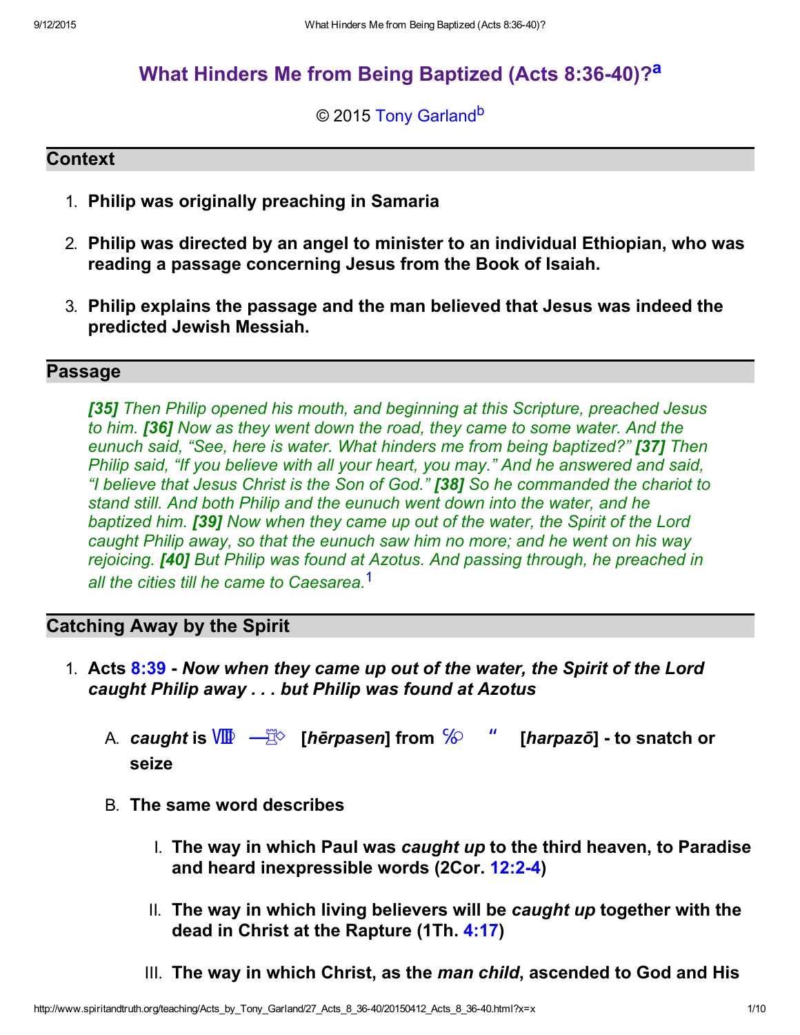# What Hinders Me from Being Baptized (Acts 8:36-40)?[a]

© 2015 Tony Garland[b]

## Context

1. **Philip was originally preaching in Samaria**

2. **Philip was directed by an angel to minister to an individual Ethiopian, who was reading a passage concerning Jesus from the Book of Isaiah.**

3. **Philip explains the passage and the man believed that Jesus was indeed the predicted Jewish Messiah.**

## Passage

*[35] Then Philip opened his mouth, and beginning at this Scripture, preached Jesus to him. [36] Now as they went down the road, they came to some water. And the eunuch said, "See, here is water. What hinders me from being baptized?" [37] Then Philip said, "If you believe with all your heart, you may." And he answered and said, "I believe that Jesus Christ is the Son of God." [38] So he commanded the chariot to stand still. And both Philip and the eunuch went down into the water, and he baptized him. [39] Now when they came up out of the water, the Spirit of the Lord caught Philip away, so that the eunuch saw him no more; and he went on his way rejoicing. [40] But Philip was found at Azotus. And passing through, he preached in all the cities till he came to Caesarea.*[1]

## Catching Away by the Spirit

1. **Acts 8:39 - *Now when they came up out of the water, the Spirit of the Lord caught Philip away . . . but Philip was found at Azotus***

   A. ***caught* is ἥρπασεν [*hērpasen*] from ἁρπάζω [*harpazō*] - to snatch or seize**

   B. **The same word describes**

      I. **The way in which Paul was *caught up* to the third heaven, to Paradise and heard inexpressible words (2Cor. 12:2-4)**

      II. **The way in which living believers will be *caught up* together with the dead in Christ at the Rapture (1Th. 4:17)**

      III. **The way in which Christ, as the *man child*, ascended to God and His**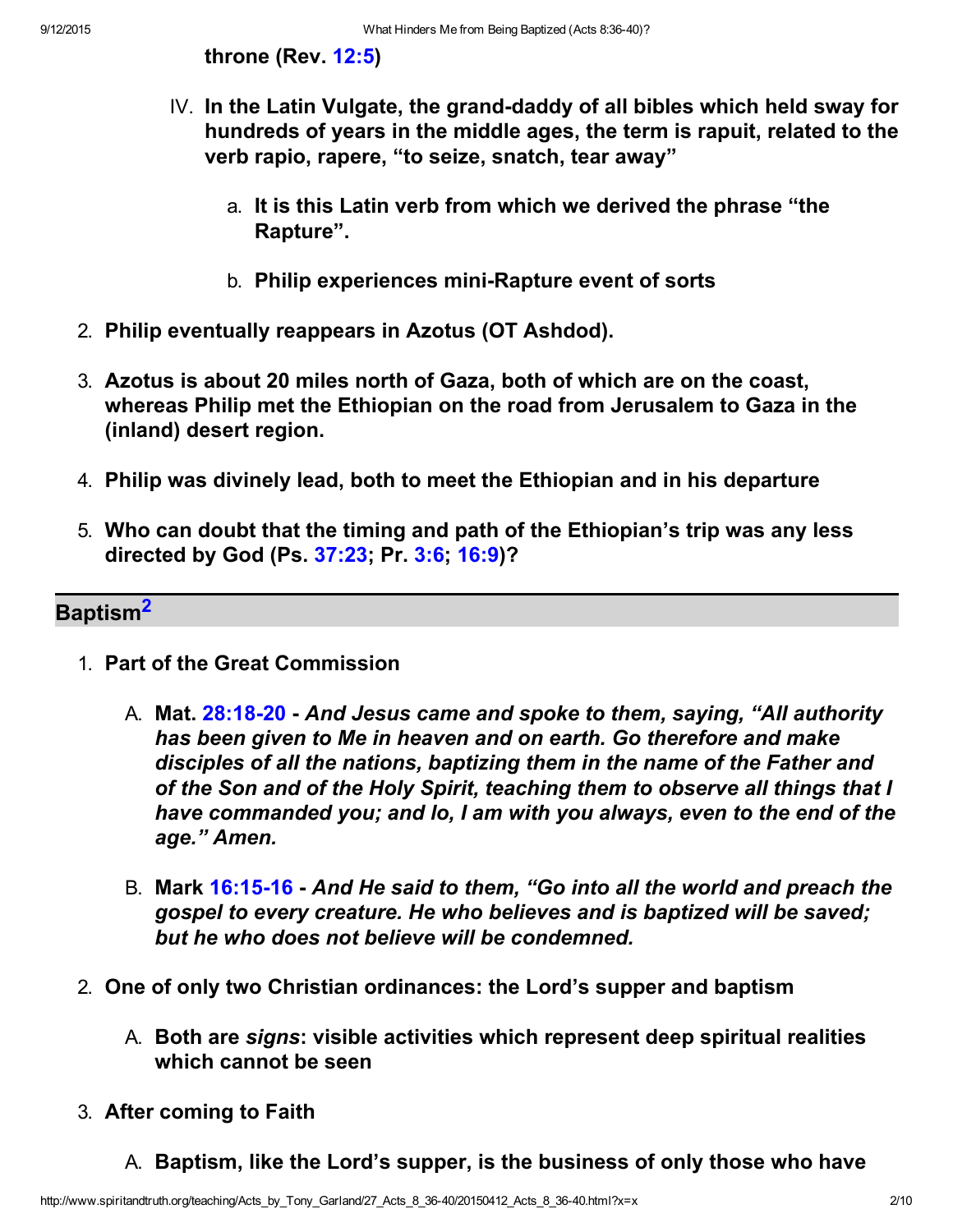**throne (Rev. 12:5)**

IV. **In the Latin Vulgate, the grand-daddy of all bibles which held sway for hundreds of years in the middle ages, the term is rapuit, related to the verb rapio, rapere, "to seize, snatch, tear away"**

a. **It is this Latin verb from which we derived the phrase "the Rapture".**

b. **Philip experiences mini-Rapture event of sorts**

2. **Philip eventually reappears in Azotus (OT Ashdod).**

3. **Azotus is about 20 miles north of Gaza, both of which are on the coast, whereas Philip met the Ethiopian on the road from Jerusalem to Gaza in the (inland) desert region.**

4. **Philip was divinely lead, both to meet the Ethiopian and in his departure**

5. **Who can doubt that the timing and path of the Ethiopian's trip was any less directed by God (Ps. 37:23; Pr. 3:6; 16:9)?**

## Baptism[2]

1. **Part of the Great Commission**

A. **Mat. 28:18-20 -** ***And Jesus came and spoke to them, saying, "All authority has been given to Me in heaven and on earth. Go therefore and make disciples of all the nations, baptizing them in the name of the Father and of the Son and of the Holy Spirit, teaching them to observe all things that I have commanded you; and lo, I am with you always, even to the end of the age." Amen.***

B. **Mark 16:15-16 -** ***And He said to them, "Go into all the world and preach the gospel to every creature. He who believes and is baptized will be saved; but he who does not believe will be condemned.***

2. **One of only two Christian ordinances: the Lord's supper and baptism**

A. **Both are *signs*: visible activities which represent deep spiritual realities which cannot be seen**

3. **After coming to Faith**

A. **Baptism, like the Lord's supper, is the business of only those who have**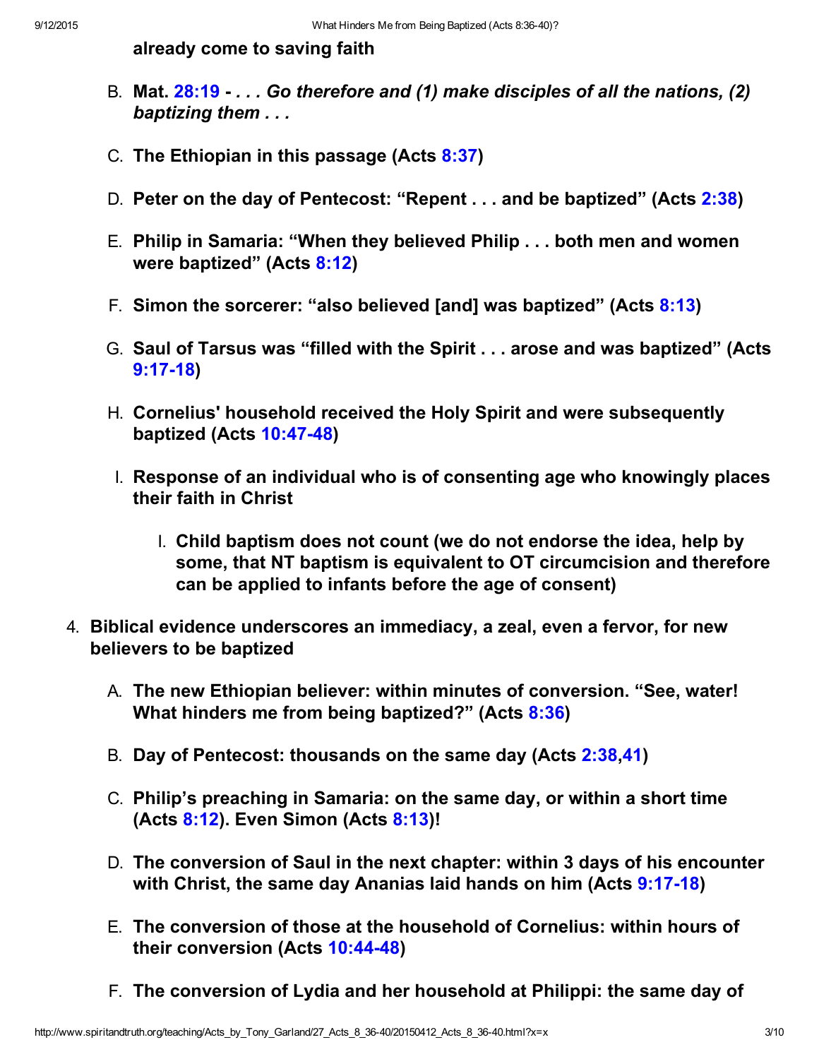**already come to saving faith**

B. **Mat. 28:19 - *. . . Go therefore and (1) make disciples of all the nations, (2) baptizing them . . .***

C. **The Ethiopian in this passage (Acts 8:37)**

D. **Peter on the day of Pentecost: "Repent . . . and be baptized" (Acts 2:38)**

E. **Philip in Samaria: "When they believed Philip . . . both men and women were baptized" (Acts 8:12)**

F. **Simon the sorcerer: "also believed [and] was baptized" (Acts 8:13)**

G. **Saul of Tarsus was "filled with the Spirit . . . arose and was baptized" (Acts 9:17-18)**

H. **Cornelius' household received the Holy Spirit and were subsequently baptized (Acts 10:47-48)**

I. **Response of an individual who is of consenting age who knowingly places their faith in Christ**

   I. **Child baptism does not count (we do not endorse the idea, help by some, that NT baptism is equivalent to OT circumcision and therefore can be applied to infants before the age of consent)**

4. **Biblical evidence underscores an immediacy, a zeal, even a fervor, for new believers to be baptized**

   A. **The new Ethiopian believer: within minutes of conversion. "See, water! What hinders me from being baptized?" (Acts 8:36)**

   B. **Day of Pentecost: thousands on the same day (Acts 2:38,41)**

   C. **Philip's preaching in Samaria: on the same day, or within a short time (Acts 8:12). Even Simon (Acts 8:13)!**

   D. **The conversion of Saul in the next chapter: within 3 days of his encounter with Christ, the same day Ananias laid hands on him (Acts 9:17-18)**

   E. **The conversion of those at the household of Cornelius: within hours of their conversion (Acts 10:44-48)**

   F. **The conversion of Lydia and her household at Philippi: the same day of**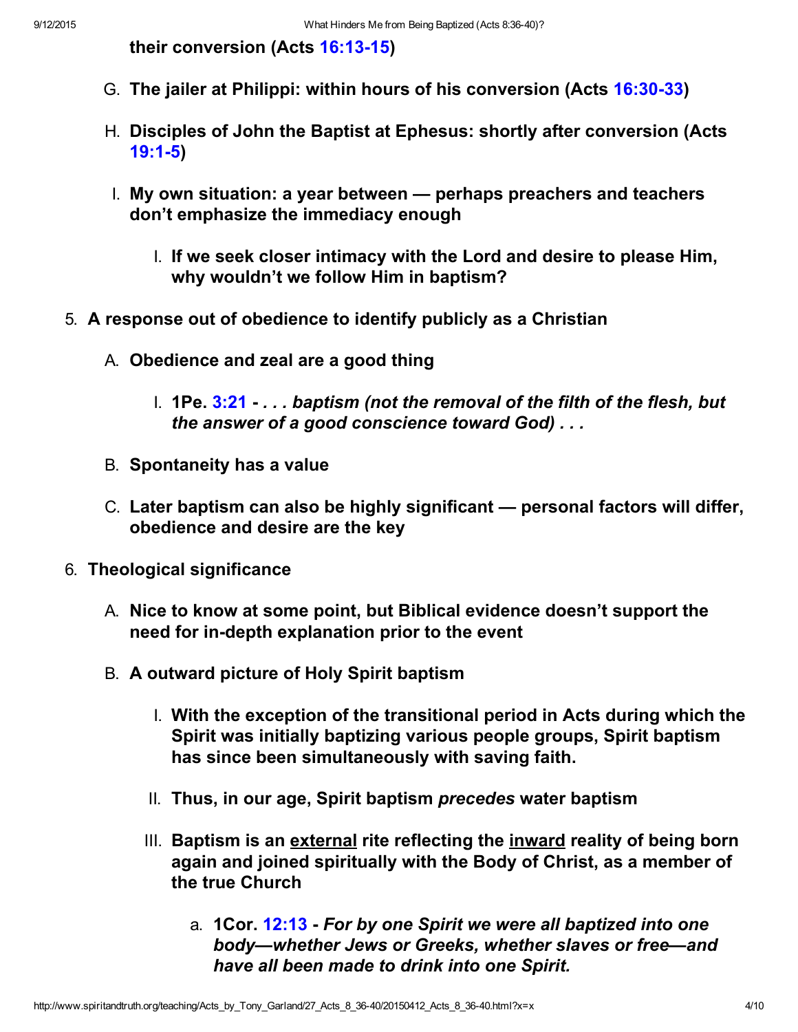**their conversion (Acts 16:13-15)**

G. **The jailer at Philippi: within hours of his conversion (Acts 16:30-33)**

H. **Disciples of John the Baptist at Ephesus: shortly after conversion (Acts 19:1-5)**

I. **My own situation: a year between — perhaps preachers and teachers don't emphasize the immediacy enough**

    I. **If we seek closer intimacy with the Lord and desire to please Him, why wouldn't we follow Him in baptism?**

5. **A response out of obedience to identify publicly as a Christian**

    A. **Obedience and zeal are a good thing**

        I. **1Pe. 3:21 -** ***. . . baptism (not the removal of the filth of the flesh, but the answer of a good conscience toward God) . . .***

    B. **Spontaneity has a value**

    C. **Later baptism can also be highly significant — personal factors will differ, obedience and desire are the key**

6. **Theological significance**

    A. **Nice to know at some point, but Biblical evidence doesn't support the need for in-depth explanation prior to the event**

    B. **A outward picture of Holy Spirit baptism**

        I. **With the exception of the transitional period in Acts during which the Spirit was initially baptizing various people groups, Spirit baptism has since been simultaneously with saving faith.**

        II. **Thus, in our age, Spirit baptism *precedes* water baptism**

        III. **Baptism is an <u>external</u> rite reflecting the <u>inward</u> reality of being born again and joined spiritually with the Body of Christ, as a member of the true Church**

            a. **1Cor. 12:13 -** ***For by one Spirit we were all baptized into one body—whether Jews or Greeks, whether slaves or free—and have all been made to drink into one Spirit.***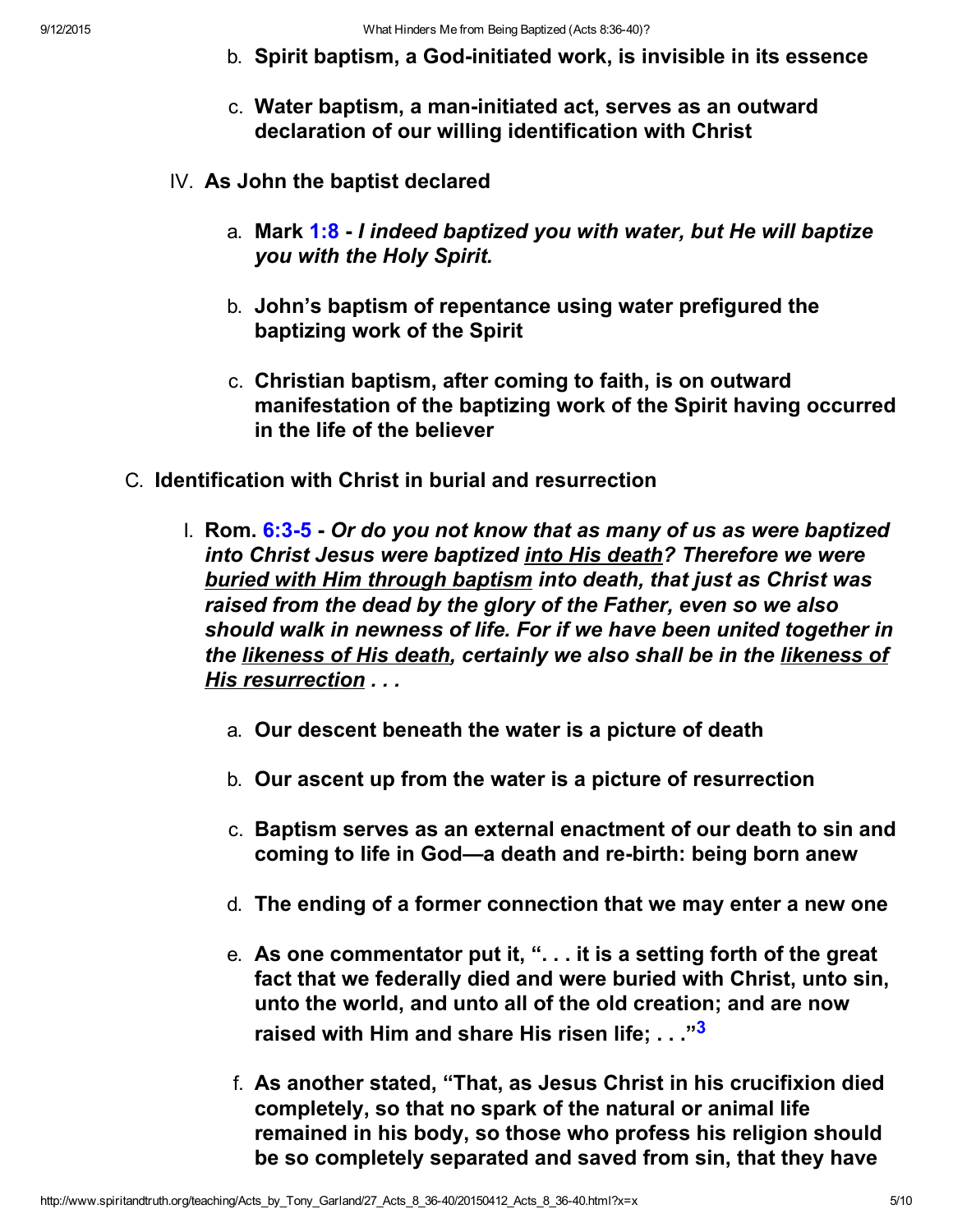b. **Spirit baptism, a God-initiated work, is invisible in its essence**

c. **Water baptism, a man-initiated act, serves as an outward declaration of our willing identification with Christ**

IV. **As John the baptist declared**

a. **Mark 1:8 - *I indeed baptized you with water, but He will baptize you with the Holy Spirit.***

b. **John's baptism of repentance using water prefigured the baptizing work of the Spirit**

c. **Christian baptism, after coming to faith, is on outward manifestation of the baptizing work of the Spirit having occurred in the life of the believer**

C. **Identification with Christ in burial and resurrection**

I. **Rom. 6:3-5 - *Or do you not know that as many of us as were baptized into Christ Jesus were baptized <u>into His death</u>? Therefore we were <u>buried with Him through baptism</u> into death, that just as Christ was raised from the dead by the glory of the Father, even so we also should walk in newness of life. For if we have been united together in the <u>likeness of His death</u>, certainly we also shall be in the <u>likeness of His resurrection</u> . . .***

a. **Our descent beneath the water is a picture of death**

b. **Our ascent up from the water is a picture of resurrection**

c. **Baptism serves as an external enactment of our death to sin and coming to life in God—a death and re-birth: being born anew**

d. **The ending of a former connection that we may enter a new one**

e. **As one commentator put it, ". . . it is a setting forth of the great fact that we federally died and were buried with Christ, unto sin, unto the world, and unto all of the old creation; and are now raised with Him and share His risen life; . . ."[3]**

f. **As another stated, "That, as Jesus Christ in his crucifixion died completely, so that no spark of the natural or animal life remained in his body, so those who profess his religion should be so completely separated and saved from sin, that they have**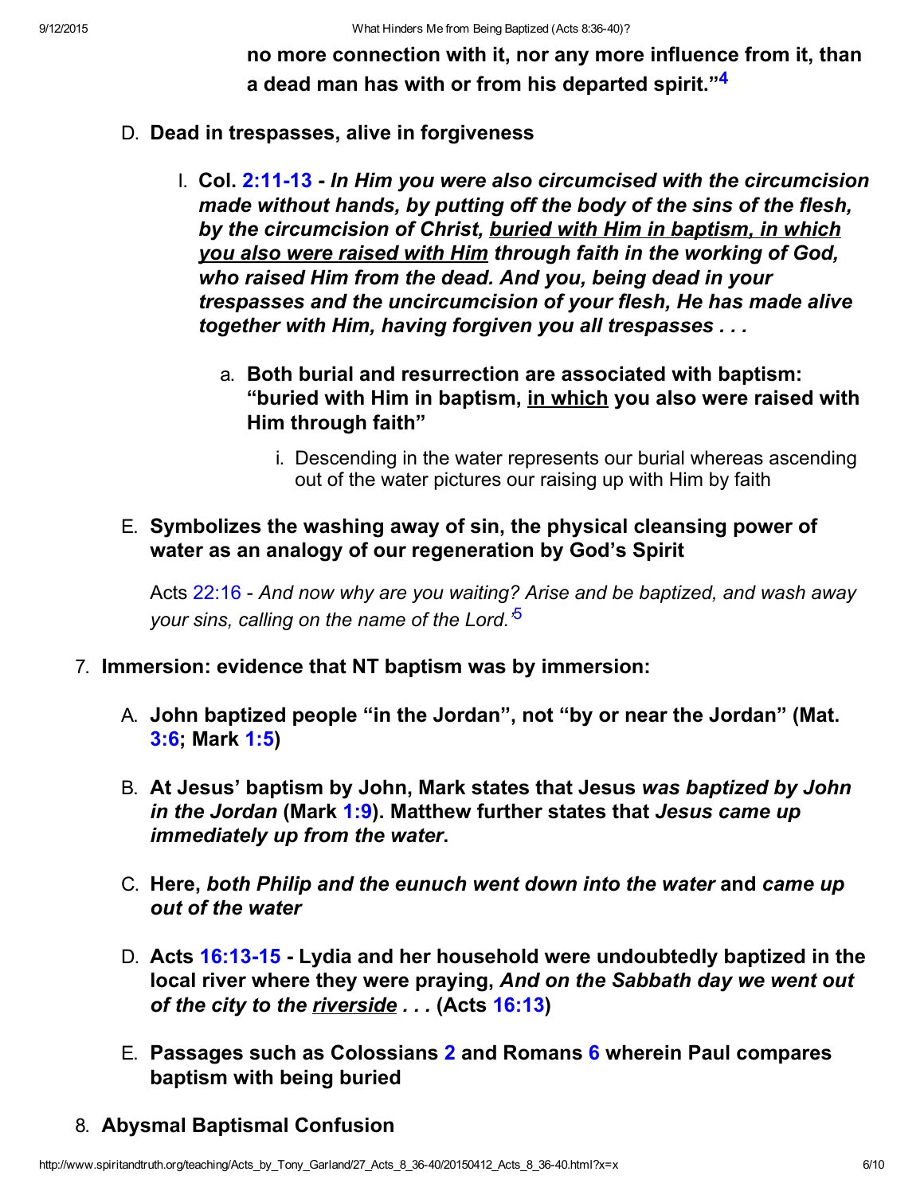**no more connection with it, nor any more influence from it, than a dead man has with or from his departed spirit."**[4]

D. **Dead in trespasses, alive in forgiveness**

   I. **Col. 2:11-13 -** ***In Him you were also circumcised with the circumcision made without hands, by putting off the body of the sins of the flesh, by the circumcision of Christ, buried with Him in baptism, in which you also were raised with Him through faith in the working of God, who raised Him from the dead. And you, being dead in your trespasses and the uncircumcision of your flesh, He has made alive together with Him, having forgiven you all trespasses . . .***

      a. **Both burial and resurrection are associated with baptism: "buried with Him in baptism, in which you also were raised with Him through faith"**

         i. Descending in the water represents our burial whereas ascending out of the water pictures our raising up with Him by faith

E. **Symbolizes the washing away of sin, the physical cleansing power of water as an analogy of our regeneration by God's Spirit**

   Acts 22:16 - *And now why are you waiting? Arise and be baptized, and wash away your sins, calling on the name of the Lord.*[5]

7. **Immersion: evidence that NT baptism was by immersion:**

   A. **John baptized people "in the Jordan", not "by or near the Jordan" (Mat. 3:6; Mark 1:5)**

   B. **At Jesus' baptism by John, Mark states that Jesus *was baptized by John in the Jordan* (Mark 1:9). Matthew further states that *Jesus came up immediately up from the water*.**

   C. **Here, *both Philip and the eunuch went down into the water* and *came up out of the water***

   D. **Acts 16:13-15 - Lydia and her household were undoubtedly baptized in the local river where they were praying, *And on the Sabbath day we went out of the city to the riverside . . .* (Acts 16:13)**

   E. **Passages such as Colossians 2 and Romans 6 wherein Paul compares baptism with being buried**

8. **Abysmal Baptismal Confusion**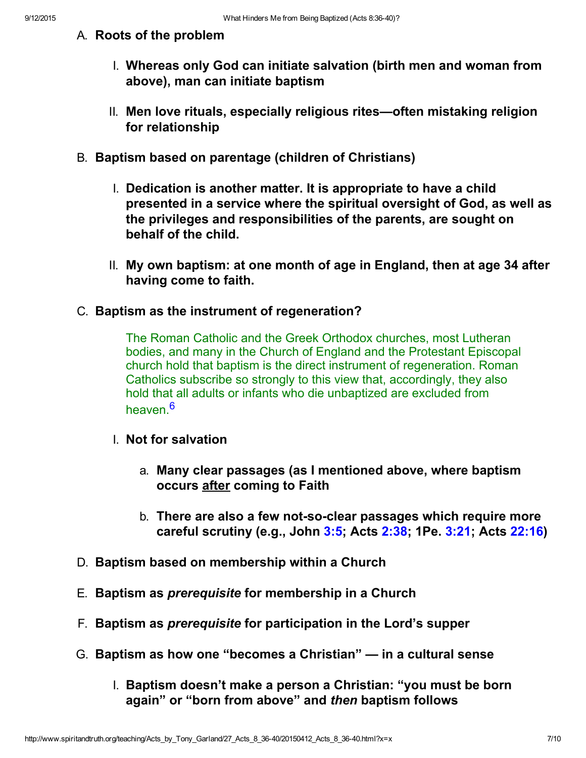A. **Roots of the problem**

   I. **Whereas only God can initiate salvation (birth men and woman from above), man can initiate baptism**

   II. **Men love rituals, especially religious rites—often mistaking religion for relationship**

B. **Baptism based on parentage (children of Christians)**

   I. **Dedication is another matter. It is appropriate to have a child presented in a service where the spiritual oversight of God, as well as the privileges and responsibilities of the parents, are sought on behalf of the child.**

   II. **My own baptism: at one month of age in England, then at age 34 after having come to faith.**

C. **Baptism as the instrument of regeneration?**

   The Roman Catholic and the Greek Orthodox churches, most Lutheran bodies, and many in the Church of England and the Protestant Episcopal church hold that baptism is the direct instrument of regeneration. Roman Catholics subscribe so strongly to this view that, accordingly, they also hold that all adults or infants who die unbaptized are excluded from heaven.[6]

   I. **Not for salvation**

      a. **Many clear passages (as I mentioned above, where baptism occurs <u>after</u> coming to Faith**

      b. **There are also a few not-so-clear passages which require more careful scrutiny (e.g., John 3:5; Acts 2:38; 1Pe. 3:21; Acts 22:16)**

D. **Baptism based on membership within a Church**

E. **Baptism as *prerequisite* for membership in a Church**

F. **Baptism as *prerequisite* for participation in the Lord's supper**

G. **Baptism as how one "becomes a Christian" — in a cultural sense**

   I. **Baptism doesn't make a person a Christian: "you must be born again" or "born from above" and *then* baptism follows**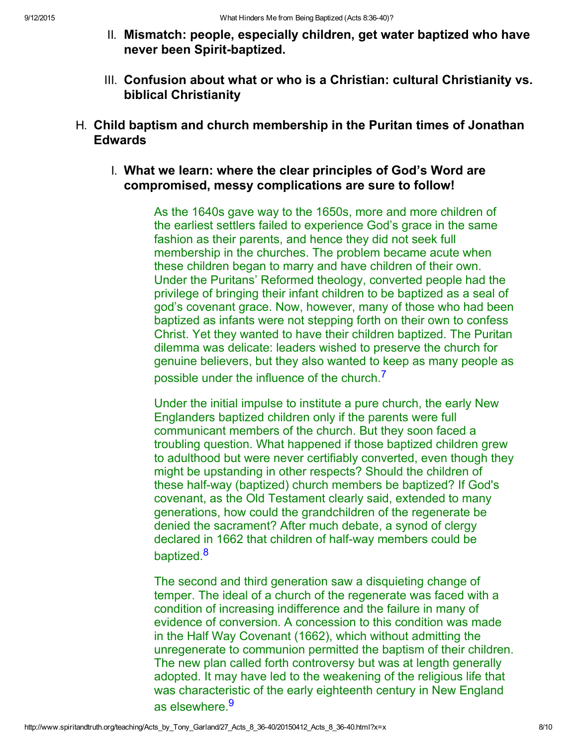II. **Mismatch: people, especially children, get water baptized who have never been Spirit-baptized.**

III. **Confusion about what or who is a Christian: cultural Christianity vs. biblical Christianity**

H. **Child baptism and church membership in the Puritan times of Jonathan Edwards**

I. **What we learn: where the clear principles of God's Word are compromised, messy complications are sure to follow!**

> As the 1640s gave way to the 1650s, more and more children of the earliest settlers failed to experience God's grace in the same fashion as their parents, and hence they did not seek full membership in the churches. The problem became acute when these children began to marry and have children of their own. Under the Puritans' Reformed theology, converted people had the privilege of bringing their infant children to be baptized as a seal of god's covenant grace. Now, however, many of those who had been baptized as infants were not stepping forth on their own to confess Christ. Yet they wanted to have their children baptized. The Puritan dilemma was delicate: leaders wished to preserve the church for genuine believers, but they also wanted to keep as many people as possible under the influence of the church.[7]

> Under the initial impulse to institute a pure church, the early New Englanders baptized children only if the parents were full communicant members of the church. But they soon faced a troubling question. What happened if those baptized children grew to adulthood but were never certifiably converted, even though they might be upstanding in other respects? Should the children of these half-way (baptized) church members be baptized? If God's covenant, as the Old Testament clearly said, extended to many generations, how could the grandchildren of the regenerate be denied the sacrament? After much debate, a synod of clergy declared in 1662 that children of half-way members could be baptized.[8]

> The second and third generation saw a disquieting change of temper. The ideal of a church of the regenerate was faced with a condition of increasing indifference and the failure in many of evidence of conversion. A concession to this condition was made in the Half Way Covenant (1662), which without admitting the unregenerate to communion permitted the baptism of their children. The new plan called forth controversy but was at length generally adopted. It may have led to the weakening of the religious life that was characteristic of the early eighteenth century in New England as elsewhere.[9]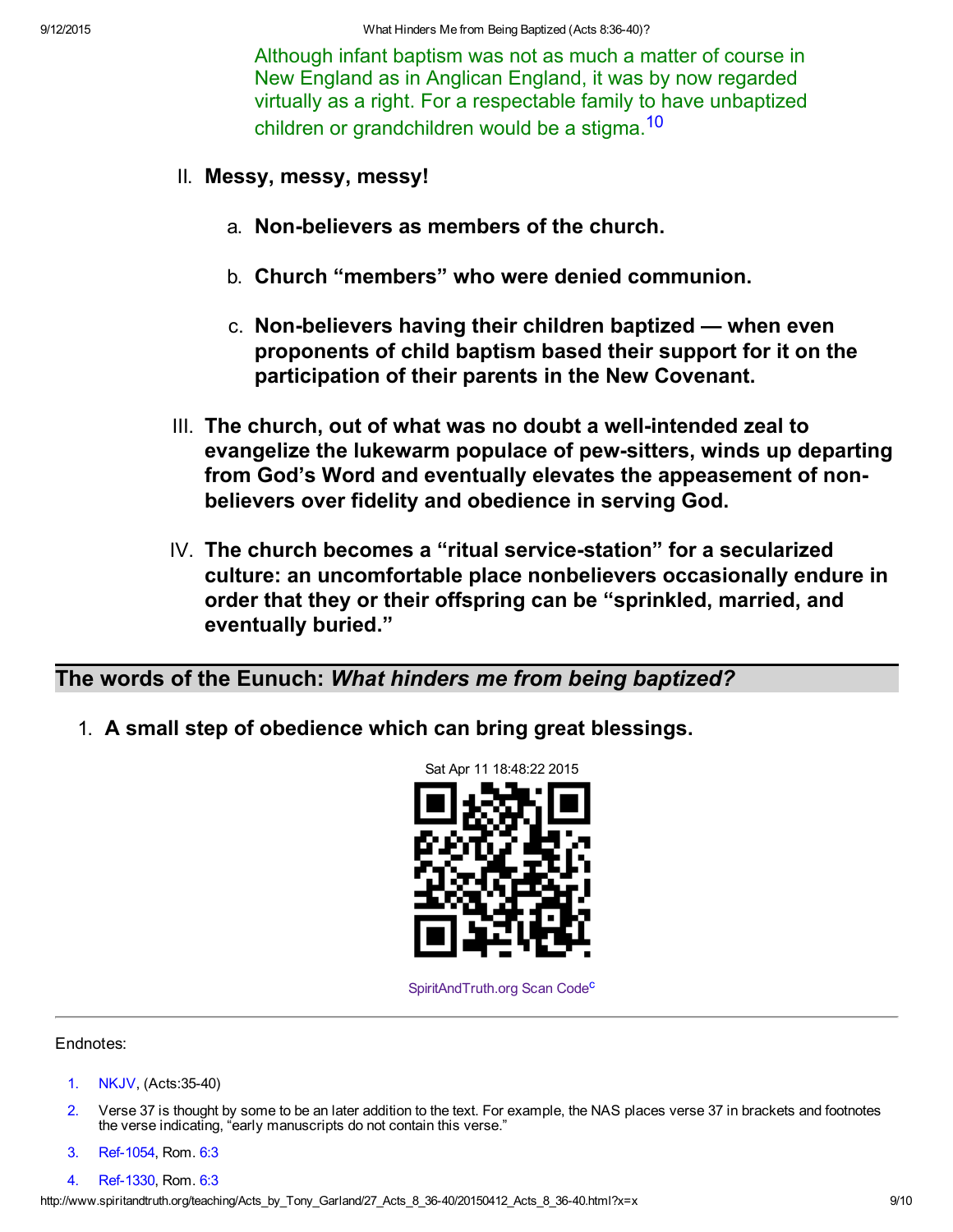Although infant baptism was not as much a matter of course in New England as in Anglican England, it was by now regarded virtually as a right. For a respectable family to have unbaptized children or grandchildren would be a stigma.[10]

II. **Messy, messy, messy!**

   a. **Non-believers as members of the church.**

   b. **Church "members" who were denied communion.**

   c. **Non-believers having their children baptized — when even proponents of child baptism based their support for it on the participation of their parents in the New Covenant.**

III. **The church, out of what was no doubt a well-intended zeal to evangelize the lukewarm populace of pew-sitters, winds up departing from God's Word and eventually elevates the appeasement of non-believers over fidelity and obedience in serving God.**

IV. **The church becomes a "ritual service-station" for a secularized culture: an uncomfortable place nonbelievers occasionally endure in order that they or their offspring can be "sprinkled, married, and eventually buried."**

## The words of the Eunuch: *What hinders me from being baptized?*

1. **A small step of obedience which can bring great blessings.**

Sat Apr 11 18:48:22 2015

SpiritAndTruth.org Scan Code[c]

---

Endnotes:

1. NKJV, (Acts:35-40)
2. Verse 37 is thought by some to be an later addition to the text. For example, the NAS places verse 37 in brackets and footnotes the verse indicating, "early manuscripts do not contain this verse."
3. Ref-1054, Rom. 6:3
4. Ref-1330, Rom. 6:3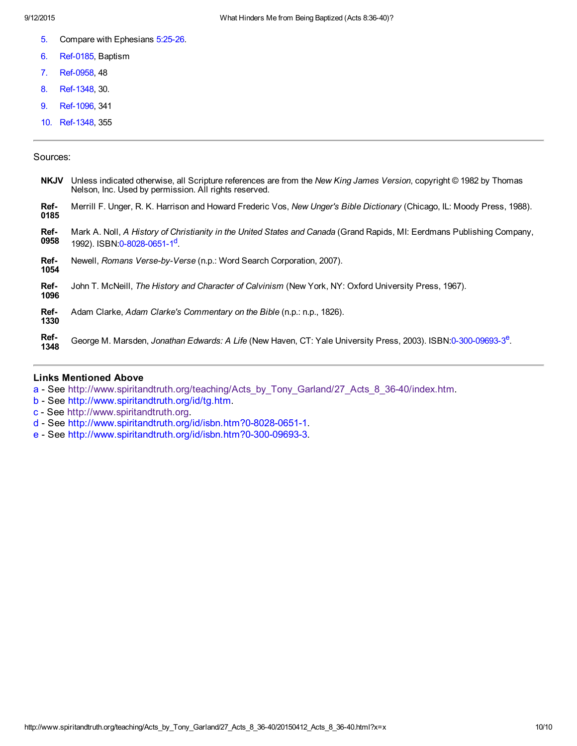5. Compare with Ephesians 5:25-26.
6. Ref-0185, Baptism
7. Ref-0958, 48
8. Ref-1348, 30.
9. Ref-1096, 341
10. Ref-1348, 355

---

Sources:

| | |
|---|---|
| **NKJV** | Unless indicated otherwise, all Scripture references are from the *New King James Version*, copyright © 1982 by Thomas Nelson, Inc. Used by permission. All rights reserved. |
| **Ref-0185** | Merrill F. Unger, R. K. Harrison and Howard Frederic Vos, *New Unger's Bible Dictionary* (Chicago, IL: Moody Press, 1988). |
| **Ref-0958** | Mark A. Noll, *A History of Christianity in the United States and Canada* (Grand Rapids, MI: Eerdmans Publishing Company, 1992). ISBN:0-8028-0651-1[d]. |
| **Ref-1054** | Newell, *Romans Verse-by-Verse* (n.p.: Word Search Corporation, 2007). |
| **Ref-1096** | John T. McNeill, *The History and Character of Calvinism* (New York, NY: Oxford University Press, 1967). |
| **Ref-1330** | Adam Clarke, *Adam Clarke's Commentary on the Bible* (n.p.: n.p., 1826). |
| **Ref-1348** | George M. Marsden, *Jonathan Edwards: A Life* (New Haven, CT: Yale University Press, 2003). ISBN:0-300-09693-3[e]. |

---

### Links Mentioned Above

a - See http://www.spiritandtruth.org/teaching/Acts_by_Tony_Garland/27_Acts_8_36-40/index.htm.
b - See http://www.spiritandtruth.org/id/tg.htm.
c - See http://www.spiritandtruth.org.
d - See http://www.spiritandtruth.org/id/isbn.htm?0-8028-0651-1.
e - See http://www.spiritandtruth.org/id/isbn.htm?0-300-09693-3.